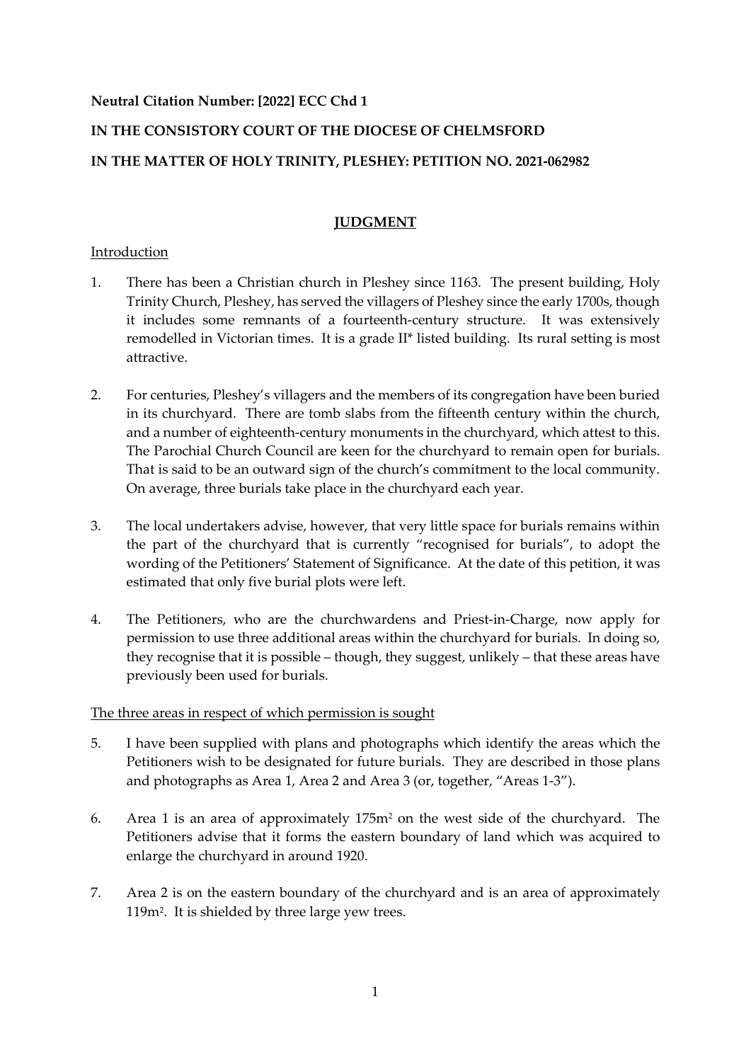**Neutral Citation Number: [2022] ECC Chd 1**

**IN THE CONSISTORY COURT OF THE DIOCESE OF CHELMSFORD**

**IN THE MATTER OF HOLY TRINITY, PLESHEY: PETITION NO. 2021-062982**

## JUDGMENT

Introduction

1. There has been a Christian church in Pleshey since 1163. The present building, Holy Trinity Church, Pleshey, has served the villagers of Pleshey since the early 1700s, though it includes some remnants of a fourteenth-century structure. It was extensively remodelled in Victorian times. It is a grade II* listed building. Its rural setting is most attractive.

2. For centuries, Pleshey's villagers and the members of its congregation have been buried in its churchyard. There are tomb slabs from the fifteenth century within the church, and a number of eighteenth-century monuments in the churchyard, which attest to this. The Parochial Church Council are keen for the churchyard to remain open for burials. That is said to be an outward sign of the church's commitment to the local community. On average, three burials take place in the churchyard each year.

3. The local undertakers advise, however, that very little space for burials remains within the part of the churchyard that is currently "recognised for burials", to adopt the wording of the Petitioners' Statement of Significance. At the date of this petition, it was estimated that only five burial plots were left.

4. The Petitioners, who are the churchwardens and Priest-in-Charge, now apply for permission to use three additional areas within the churchyard for burials. In doing so, they recognise that it is possible – though, they suggest, unlikely – that these areas have previously been used for burials.

The three areas in respect of which permission is sought

5. I have been supplied with plans and photographs which identify the areas which the Petitioners wish to be designated for future burials. They are described in those plans and photographs as Area 1, Area 2 and Area 3 (or, together, "Areas 1-3").

6. Area 1 is an area of approximately 175m$^2$ on the west side of the churchyard. The Petitioners advise that it forms the eastern boundary of land which was acquired to enlarge the churchyard in around 1920.

7. Area 2 is on the eastern boundary of the churchyard and is an area of approximately 119m$^2$. It is shielded by three large yew trees.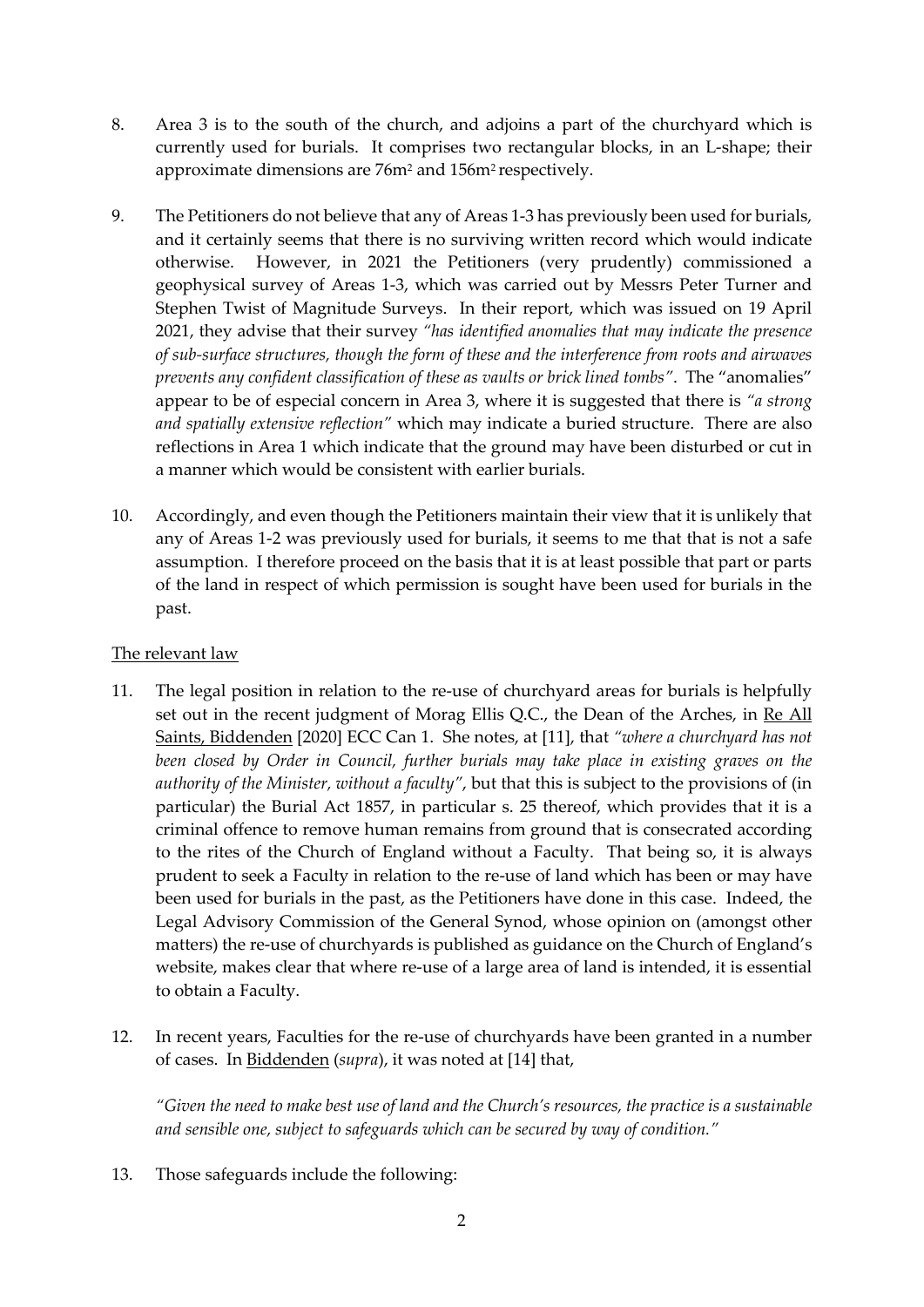8. Area 3 is to the south of the church, and adjoins a part of the churchyard which is currently used for burials. It comprises two rectangular blocks, in an L-shape; their approximate dimensions are $76m^2$ and $156m^2$ respectively.

9. The Petitioners do not believe that any of Areas 1-3 has previously been used for burials, and it certainly seems that there is no surviving written record which would indicate otherwise. However, in 2021 the Petitioners (very prudently) commissioned a geophysical survey of Areas 1-3, which was carried out by Messrs Peter Turner and Stephen Twist of Magnitude Surveys. In their report, which was issued on 19 April 2021, they advise that their survey *"has identified anomalies that may indicate the presence of sub-surface structures, though the form of these and the interference from roots and airwaves prevents any confident classification of these as vaults or brick lined tombs"*. The "anomalies" appear to be of especial concern in Area 3, where it is suggested that there is *"a strong and spatially extensive reflection"* which may indicate a buried structure. There are also reflections in Area 1 which indicate that the ground may have been disturbed or cut in a manner which would be consistent with earlier burials.

10. Accordingly, and even though the Petitioners maintain their view that it is unlikely that any of Areas 1-2 was previously used for burials, it seems to me that that is not a safe assumption. I therefore proceed on the basis that it is at least possible that part or parts of the land in respect of which permission is sought have been used for burials in the past.

<u>The relevant law</u>

11. The legal position in relation to the re-use of churchyard areas for burials is helpfully set out in the recent judgment of Morag Ellis Q.C., the Dean of the Arches, in <u>Re All Saints, Biddenden</u> [2020] ECC Can 1. She notes, at [11], that *"where a churchyard has not been closed by Order in Council, further burials may take place in existing graves on the authority of the Minister, without a faculty"*, but that this is subject to the provisions of (in particular) the Burial Act 1857, in particular s. 25 thereof, which provides that it is a criminal offence to remove human remains from ground that is consecrated according to the rites of the Church of England without a Faculty. That being so, it is always prudent to seek a Faculty in relation to the re-use of land which has been or may have been used for burials in the past, as the Petitioners have done in this case. Indeed, the Legal Advisory Commission of the General Synod, whose opinion on (amongst other matters) the re-use of churchyards is published as guidance on the Church of England's website, makes clear that where re-use of a large area of land is intended, it is essential to obtain a Faculty.

12. In recent years, Faculties for the re-use of churchyards have been granted in a number of cases. In <u>Biddenden</u> (*supra*), it was noted at [14] that,

    *"Given the need to make best use of land and the Church's resources, the practice is a sustainable and sensible one, subject to safeguards which can be secured by way of condition."*

13. Those safeguards include the following: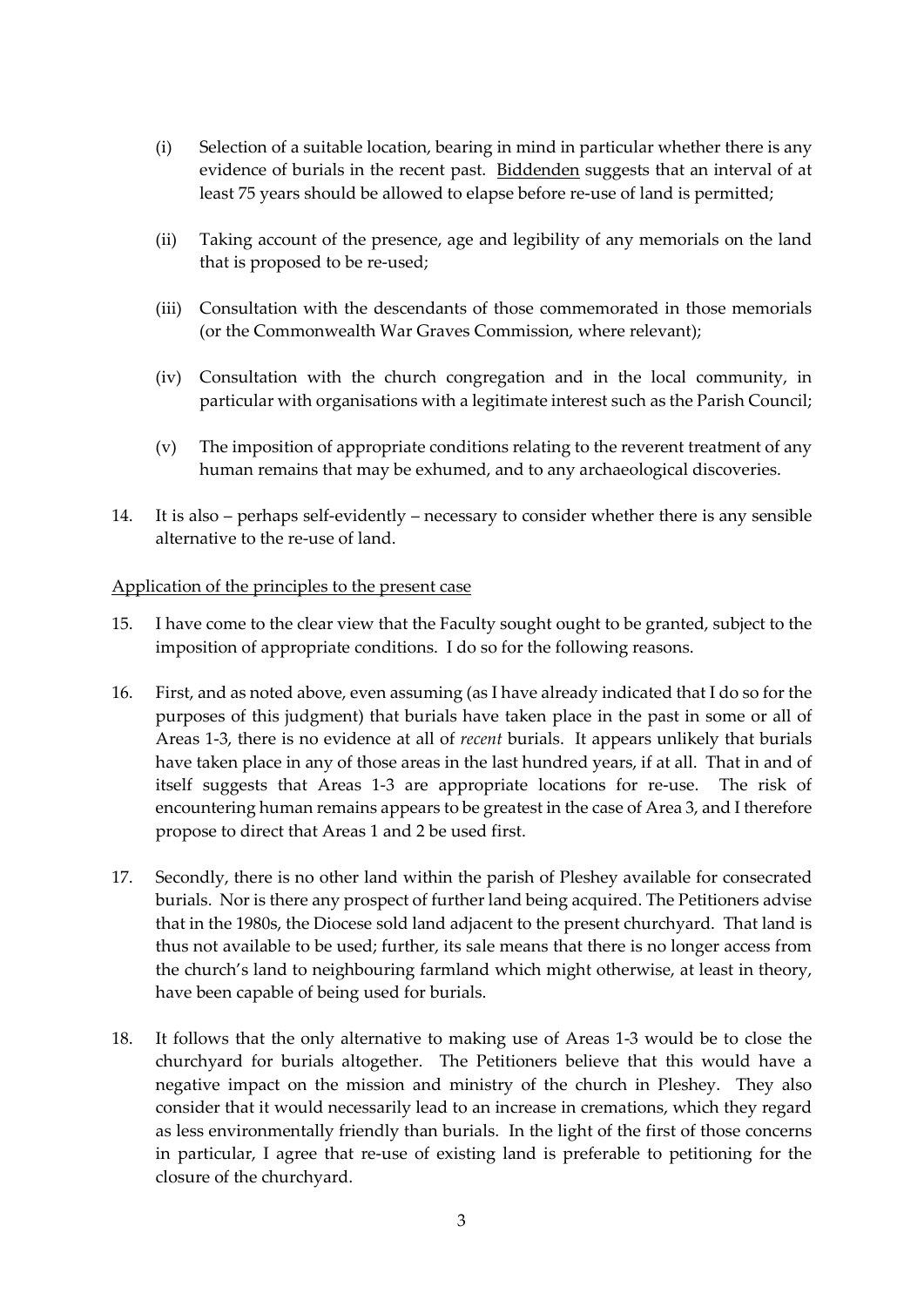(i) Selection of a suitable location, bearing in mind in particular whether there is any evidence of burials in the recent past. Biddenden suggests that an interval of at least 75 years should be allowed to elapse before re-use of land is permitted;

(ii) Taking account of the presence, age and legibility of any memorials on the land that is proposed to be re-used;

(iii) Consultation with the descendants of those commemorated in those memorials (or the Commonwealth War Graves Commission, where relevant);

(iv) Consultation with the church congregation and in the local community, in particular with organisations with a legitimate interest such as the Parish Council;

(v) The imposition of appropriate conditions relating to the reverent treatment of any human remains that may be exhumed, and to any archaeological discoveries.

14. It is also – perhaps self-evidently – necessary to consider whether there is any sensible alternative to the re-use of land.

Application of the principles to the present case

15. I have come to the clear view that the Faculty sought ought to be granted, subject to the imposition of appropriate conditions. I do so for the following reasons.

16. First, and as noted above, even assuming (as I have already indicated that I do so for the purposes of this judgment) that burials have taken place in the past in some or all of Areas 1-3, there is no evidence at all of *recent* burials. It appears unlikely that burials have taken place in any of those areas in the last hundred years, if at all. That in and of itself suggests that Areas 1-3 are appropriate locations for re-use. The risk of encountering human remains appears to be greatest in the case of Area 3, and I therefore propose to direct that Areas 1 and 2 be used first.

17. Secondly, there is no other land within the parish of Pleshey available for consecrated burials. Nor is there any prospect of further land being acquired. The Petitioners advise that in the 1980s, the Diocese sold land adjacent to the present churchyard. That land is thus not available to be used; further, its sale means that there is no longer access from the church's land to neighbouring farmland which might otherwise, at least in theory, have been capable of being used for burials.

18. It follows that the only alternative to making use of Areas 1-3 would be to close the churchyard for burials altogether. The Petitioners believe that this would have a negative impact on the mission and ministry of the church in Pleshey. They also consider that it would necessarily lead to an increase in cremations, which they regard as less environmentally friendly than burials. In the light of the first of those concerns in particular, I agree that re-use of existing land is preferable to petitioning for the closure of the churchyard.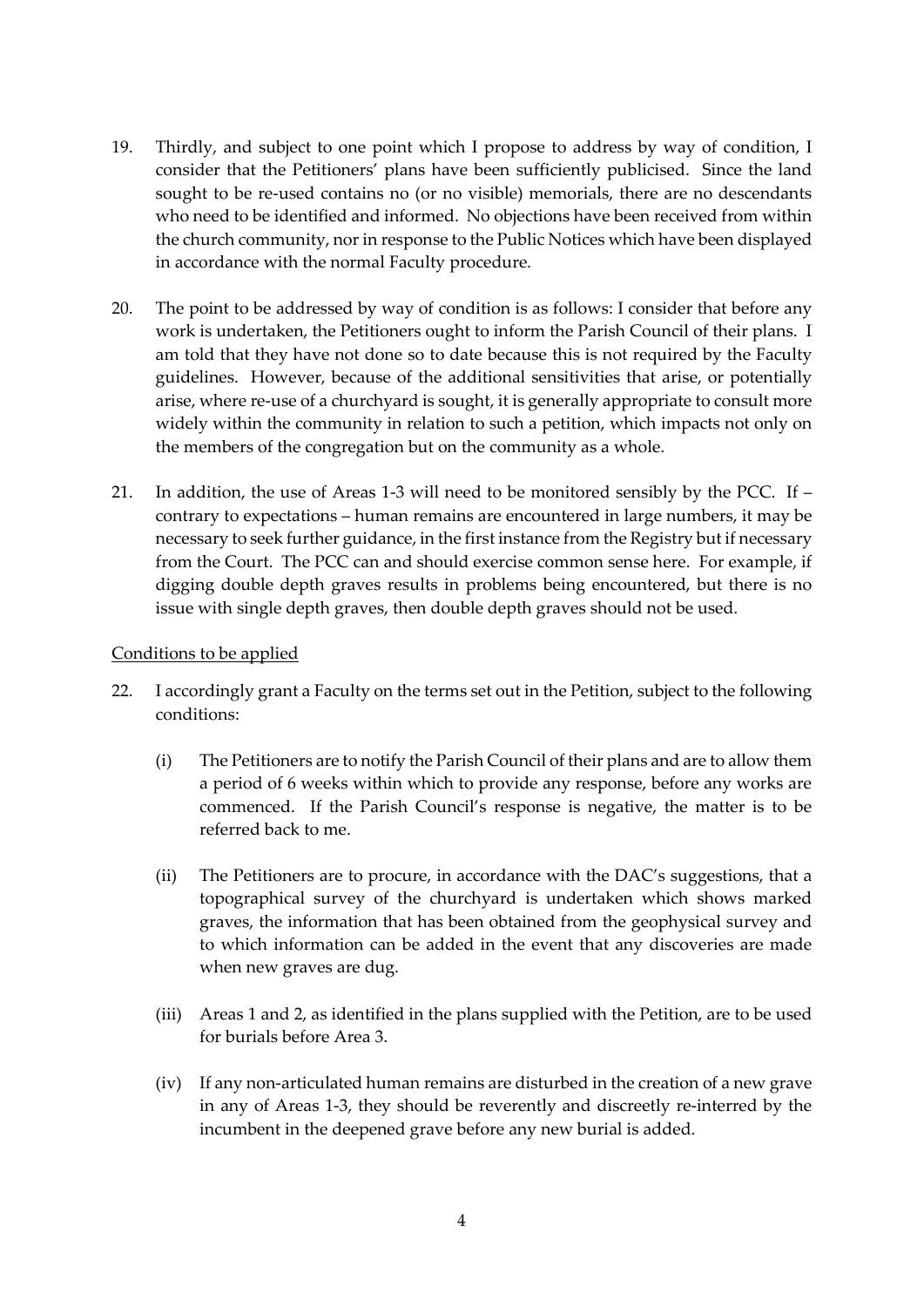19. Thirdly, and subject to one point which I propose to address by way of condition, I consider that the Petitioners' plans have been sufficiently publicised. Since the land sought to be re-used contains no (or no visible) memorials, there are no descendants who need to be identified and informed. No objections have been received from within the church community, nor in response to the Public Notices which have been displayed in accordance with the normal Faculty procedure.

20. The point to be addressed by way of condition is as follows: I consider that before any work is undertaken, the Petitioners ought to inform the Parish Council of their plans. I am told that they have not done so to date because this is not required by the Faculty guidelines. However, because of the additional sensitivities that arise, or potentially arise, where re-use of a churchyard is sought, it is generally appropriate to consult more widely within the community in relation to such a petition, which impacts not only on the members of the congregation but on the community as a whole.

21. In addition, the use of Areas 1-3 will need to be monitored sensibly by the PCC. If – contrary to expectations – human remains are encountered in large numbers, it may be necessary to seek further guidance, in the first instance from the Registry but if necessary from the Court. The PCC can and should exercise common sense here. For example, if digging double depth graves results in problems being encountered, but there is no issue with single depth graves, then double depth graves should not be used.

<u>Conditions to be applied</u>

22. I accordingly grant a Faculty on the terms set out in the Petition, subject to the following conditions:

    (i) The Petitioners are to notify the Parish Council of their plans and are to allow them a period of 6 weeks within which to provide any response, before any works are commenced. If the Parish Council's response is negative, the matter is to be referred back to me.

    (ii) The Petitioners are to procure, in accordance with the DAC's suggestions, that a topographical survey of the churchyard is undertaken which shows marked graves, the information that has been obtained from the geophysical survey and to which information can be added in the event that any discoveries are made when new graves are dug.

    (iii) Areas 1 and 2, as identified in the plans supplied with the Petition, are to be used for burials before Area 3.

    (iv) If any non-articulated human remains are disturbed in the creation of a new grave in any of Areas 1-3, they should be reverently and discreetly re-interred by the incumbent in the deepened grave before any new burial is added.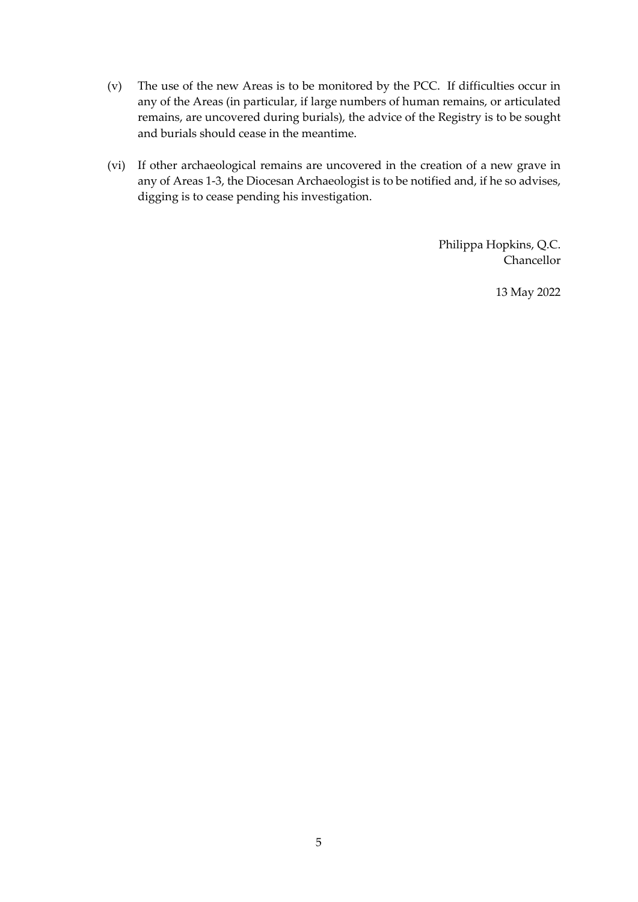(v) The use of the new Areas is to be monitored by the PCC. If difficulties occur in any of the Areas (in particular, if large numbers of human remains, or articulated remains, are uncovered during burials), the advice of the Registry is to be sought and burials should cease in the meantime.

(vi) If other archaeological remains are uncovered in the creation of a new grave in any of Areas 1-3, the Diocesan Archaeologist is to be notified and, if he so advises, digging is to cease pending his investigation.

Philippa Hopkins, Q.C.
Chancellor

13 May 2022